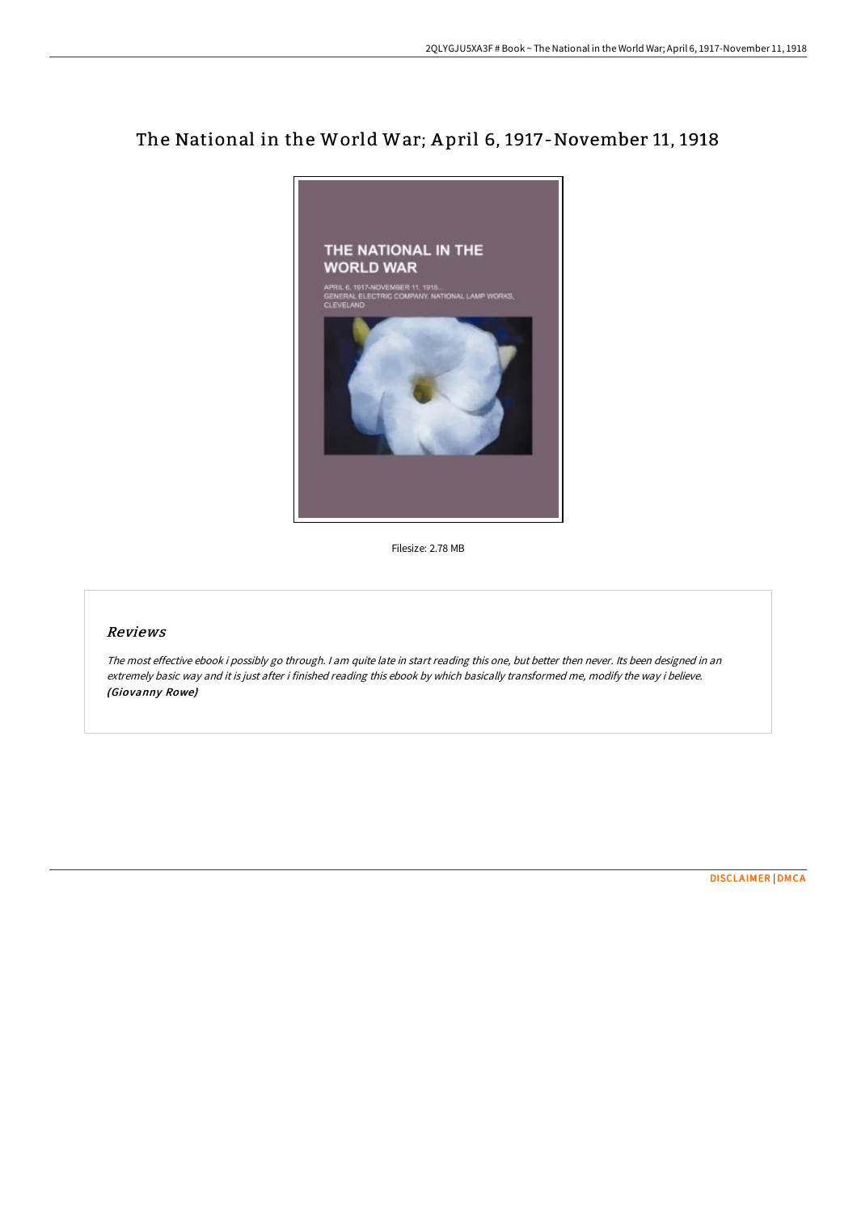# The National in the World War; April 6, 1917-November 11, 1918

Filesize: 2.78 MB

## Reviews

*The most effective ebook i possibly go through. I am quite late in start reading this one, but better then never. Its been designed in an extremely basic way and it is just after i finished reading this ebook by which basically transformed me, modify the way i believe.* ***(Giovanny Rowe)***

DISCLAIMER | DMCA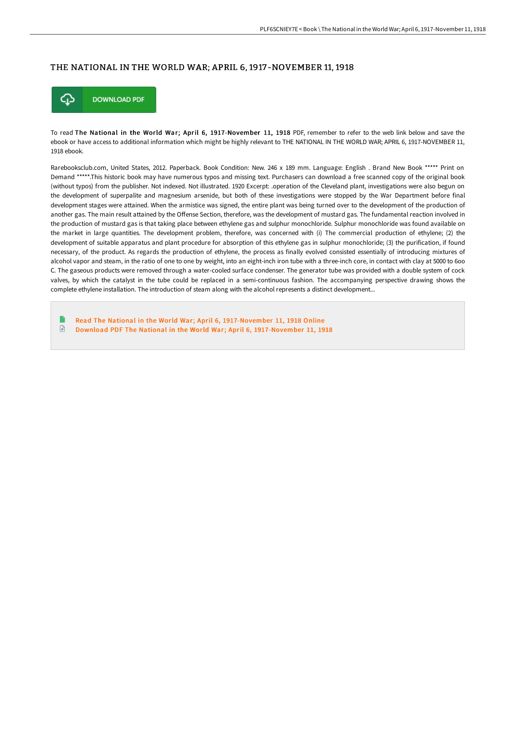# THE NATIONAL IN THE WORLD WAR; APRIL 6, 1917-NOVEMBER 11, 1918

DOWNLOAD PDF

To read **The National in the World War; April 6, 1917-November 11, 1918** PDF, remember to refer to the web link below and save the ebook or have access to additional information which might be highly relevant to THE NATIONAL IN THE WORLD WAR; APRIL 6, 1917-NOVEMBER 11, 1918 ebook.

Rarebooksclub.com, United States, 2012. Paperback. Book Condition: New. 246 x 189 mm. Language: English . Brand New Book ***** Print on Demand *****.This historic book may have numerous typos and missing text. Purchasers can download a free scanned copy of the original book (without typos) from the publisher. Not indexed. Not illustrated. 1920 Excerpt: .operation of the Cleveland plant, investigations were also begun on the development of superpalite and magnesium arsenide, but both of these investigations were stopped by the War Department before final development stages were attained. When the armistice was signed, the entire plant was being turned over to the development of the production of another gas. The main result attained by the Offense Section, therefore, was the development of mustard gas. The fundamental reaction involved in the production of mustard gas is that taking place between ethylene gas and sulphur monochloride. Sulphur monochloride was found available on the market in large quantities. The development problem, therefore, was concerned with (i) The commercial production of ethylene; (2) the development of suitable apparatus and plant procedure for absorption of this ethylene gas in sulphur monochloride; (3) the purification, if found necessary, of the product. As regards the production of ethylene, the process as finally evolved consisted essentially of introducing mixtures of alcohol vapor and steam, in the ratio of one to one by weight, into an eight-inch iron tube with a three-inch core, in contact with clay at 5000 to 6oo C. The gaseous products were removed through a water-cooled surface condenser. The generator tube was provided with a double system of cock valves, by which the catalyst in the tube could be replaced in a semi-continuous fashion. The accompanying perspective drawing shows the complete ethylene installation. The introduction of steam along with the alcohol represents a distinct development...

- Read The National in the World War; April 6, 1917-November 11, 1918 Online
- Download PDF The National in the World War; April 6, 1917-November 11, 1918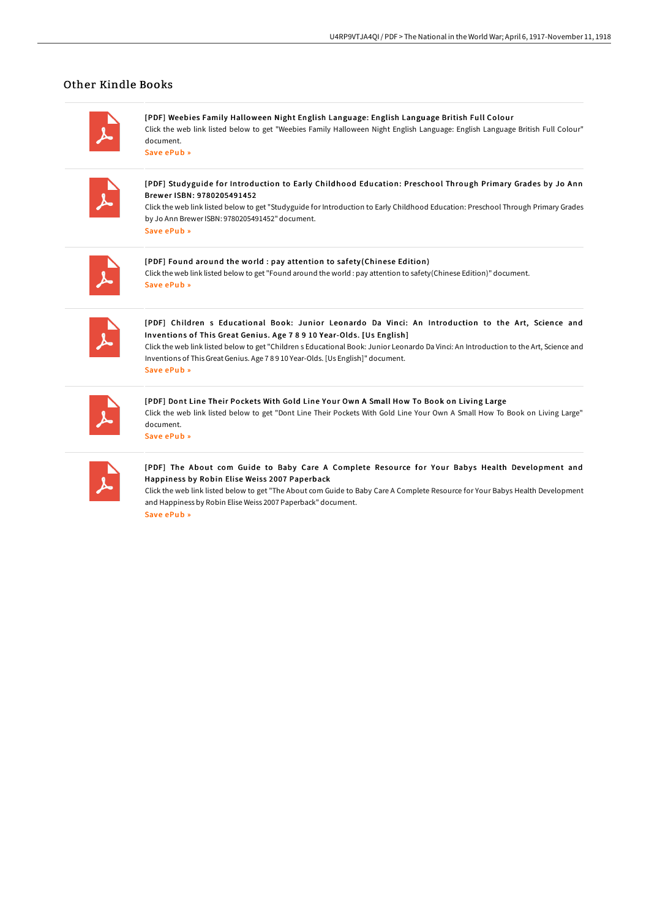## Other Kindle Books

[PDF] Weebies Family Halloween Night English Language: English Language British Full Colour

Click the web link listed below to get "Weebies Family Halloween Night English Language: English Language British Full Colour" document.

Save ePub »

[PDF] Studyguide for Introduction to Early Childhood Education: Preschool Through Primary Grades by Jo Ann Brewer ISBN: 9780205491452

Click the web link listed below to get "Studyguide for Introduction to Early Childhood Education: Preschool Through Primary Grades by Jo Ann Brewer ISBN: 9780205491452" document.

Save ePub »

[PDF] Found around the world : pay attention to safety(Chinese Edition)

Click the web link listed below to get "Found around the world : pay attention to safety(Chinese Edition)" document.

Save ePub »

[PDF] Children s Educational Book: Junior Leonardo Da Vinci: An Introduction to the Art, Science and Inventions of This Great Genius. Age 7 8 9 10 Year-Olds. [Us English]

Click the web link listed below to get "Children s Educational Book: Junior Leonardo Da Vinci: An Introduction to the Art, Science and Inventions of This Great Genius. Age 7 8 9 10 Year-Olds. [Us English]" document.

Save ePub »

[PDF] Dont Line Their Pockets With Gold Line Your Own A Small How To Book on Living Large

Click the web link listed below to get "Dont Line Their Pockets With Gold Line Your Own A Small How To Book on Living Large" document.

Save ePub »

[PDF] The About com Guide to Baby Care A Complete Resource for Your Babys Health Development and Happiness by Robin Elise Weiss 2007 Paperback

Click the web link listed below to get "The About com Guide to Baby Care A Complete Resource for Your Babys Health Development and Happiness by Robin Elise Weiss 2007 Paperback" document.

Save ePub »